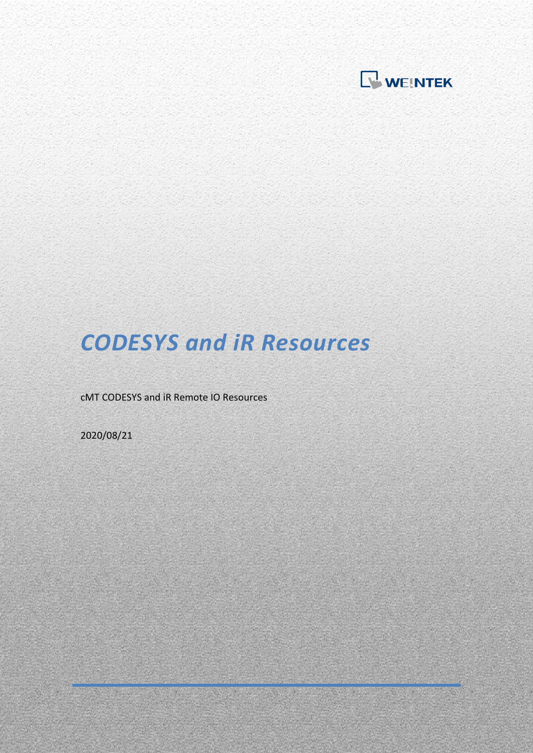WEINTEK

# *CODESYS and iR Resources*

cMT CODESYS and iR Remote IO Resources

2020/08/21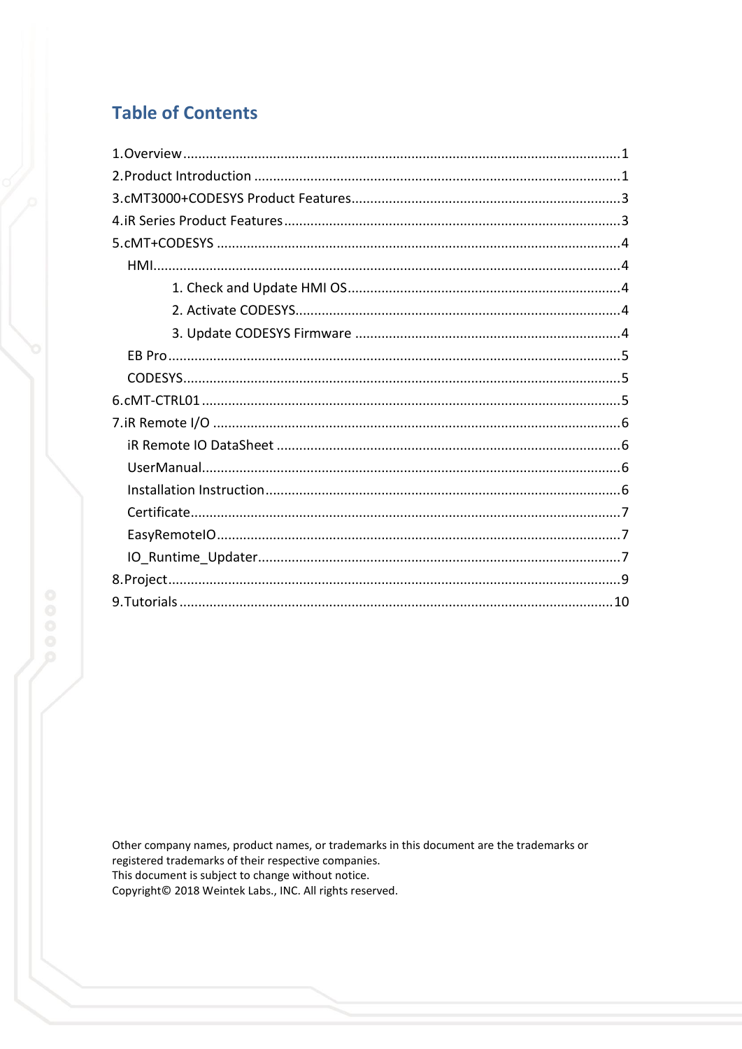# Table of Contents

1.Overview .......... 1

2.Product Introduction .......... 1

3.cMT3000+CODESYS Product Features .......... 3

4.iR Series Product Features .......... 3

5.cMT+CODESYS .......... 4

- HMI .......... 4
  - 1. Check and Update HMI OS .......... 4
  - 2. Activate CODESYS .......... 4
  - 3. Update CODESYS Firmware .......... 4
- EB Pro .......... 5
- CODESYS .......... 5

6.cMT-CTRL01 .......... 5

7.iR Remote I/O .......... 6

- iR Remote IO DataSheet .......... 6
- UserManual .......... 6
- Installation Instruction .......... 6
- Certificate .......... 7
- EasyRemoteIO .......... 7
- IO_Runtime_Updater .......... 7

8.Project .......... 9

9.Tutorials .......... 10

Other company names, product names, or trademarks in this document are the trademarks or registered trademarks of their respective companies.
This document is subject to change without notice.
Copyright© 2018 Weintek Labs., INC. All rights reserved.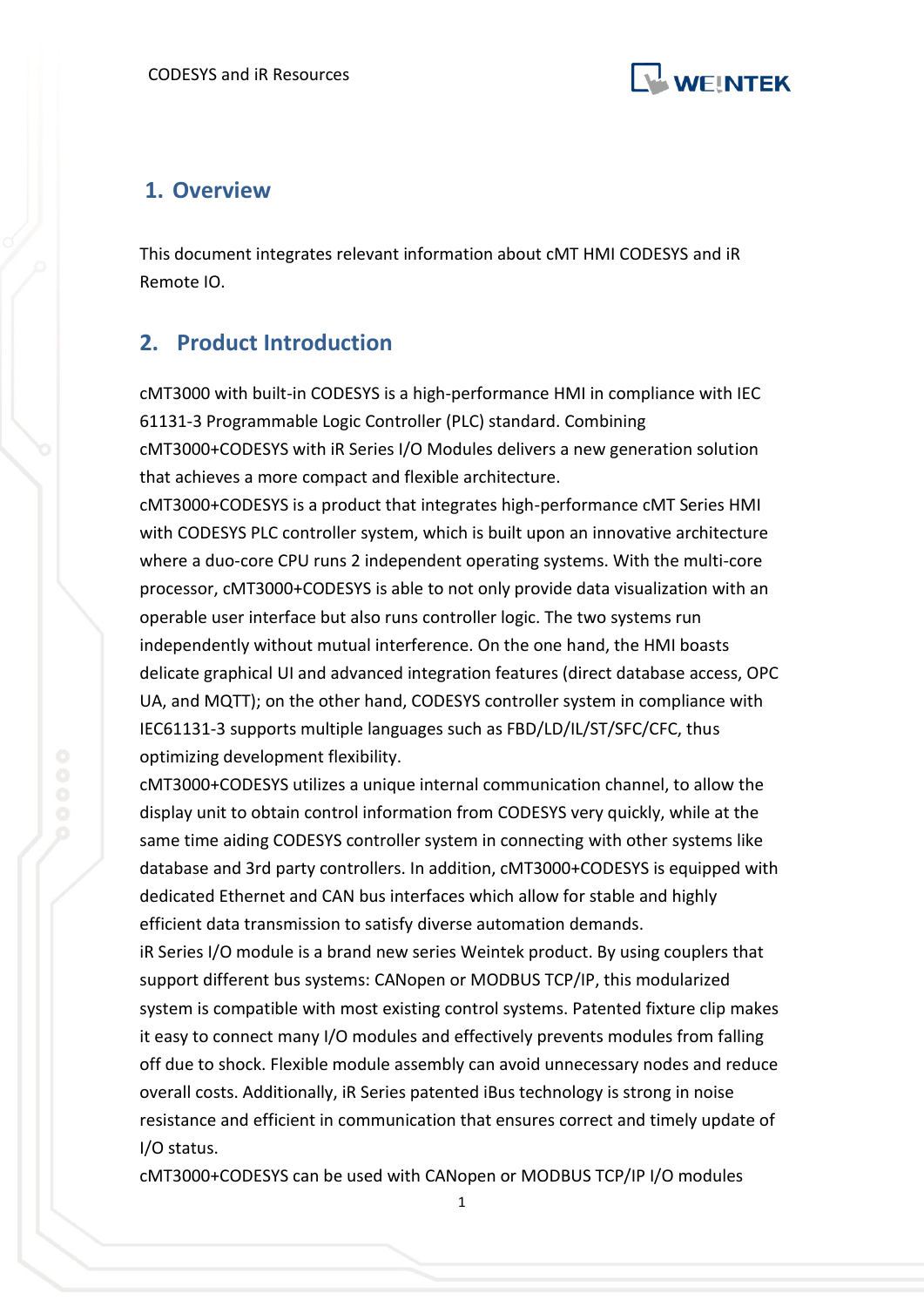## 1. Overview

This document integrates relevant information about cMT HMI CODESYS and iR Remote IO.

## 2. Product Introduction

cMT3000 with built-in CODESYS is a high-performance HMI in compliance with IEC 61131-3 Programmable Logic Controller (PLC) standard. Combining cMT3000+CODESYS with iR Series I/O Modules delivers a new generation solution that achieves a more compact and flexible architecture.

cMT3000+CODESYS is a product that integrates high-performance cMT Series HMI with CODESYS PLC controller system, which is built upon an innovative architecture where a duo-core CPU runs 2 independent operating systems. With the multi-core processor, cMT3000+CODESYS is able to not only provide data visualization with an operable user interface but also runs controller logic. The two systems run independently without mutual interference. On the one hand, the HMI boasts delicate graphical UI and advanced integration features (direct database access, OPC UA, and MQTT); on the other hand, CODESYS controller system in compliance with IEC61131-3 supports multiple languages such as FBD/LD/IL/ST/SFC/CFC, thus optimizing development flexibility.

cMT3000+CODESYS utilizes a unique internal communication channel, to allow the display unit to obtain control information from CODESYS very quickly, while at the same time aiding CODESYS controller system in connecting with other systems like database and 3rd party controllers. In addition, cMT3000+CODESYS is equipped with dedicated Ethernet and CAN bus interfaces which allow for stable and highly efficient data transmission to satisfy diverse automation demands.

iR Series I/O module is a brand new series Weintek product. By using couplers that support different bus systems: CANopen or MODBUS TCP/IP, this modularized system is compatible with most existing control systems. Patented fixture clip makes it easy to connect many I/O modules and effectively prevents modules from falling off due to shock. Flexible module assembly can avoid unnecessary nodes and reduce overall costs. Additionally, iR Series patented iBus technology is strong in noise resistance and efficient in communication that ensures correct and timely update of I/O status.

cMT3000+CODESYS can be used with CANopen or MODBUS TCP/IP I/O modules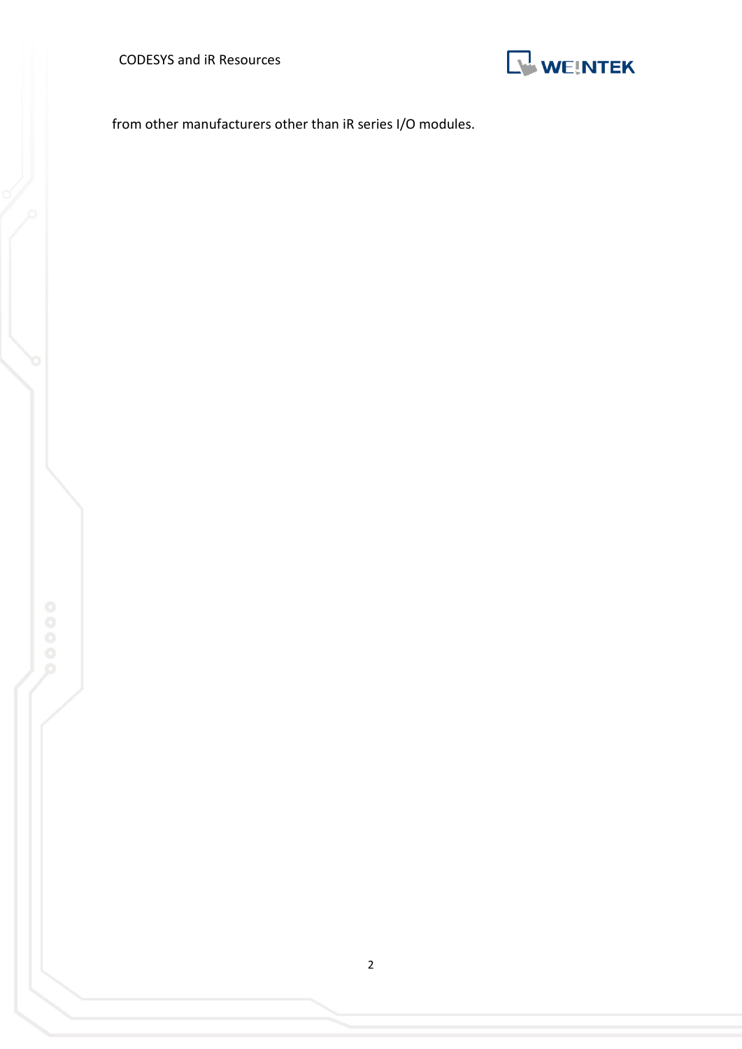from other manufacturers other than iR series I/O modules.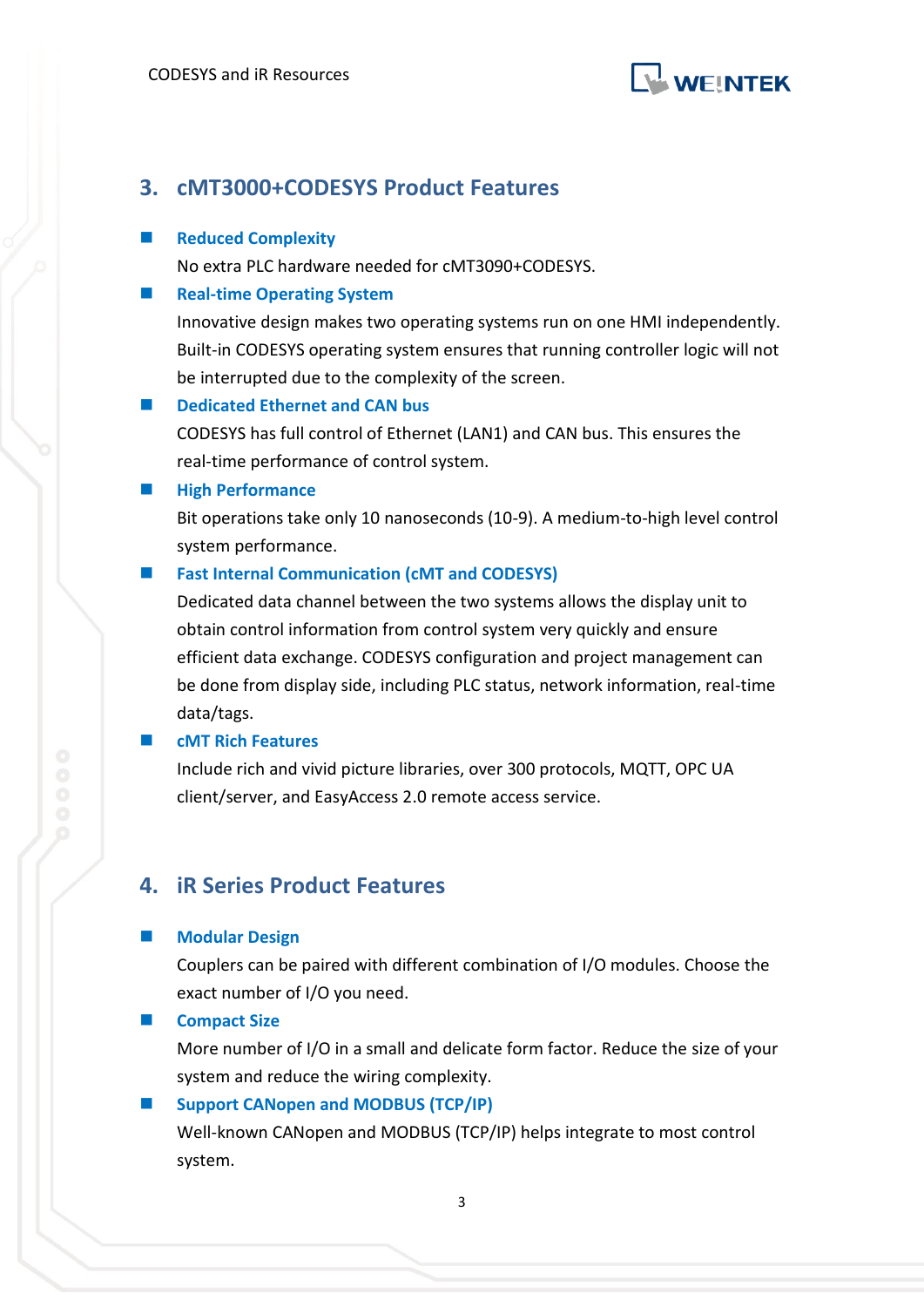## 3. cMT3000+CODESYS Product Features

- **Reduced Complexity**

  No extra PLC hardware needed for cMT3090+CODESYS.

- **Real-time Operating System**

  Innovative design makes two operating systems run on one HMI independently. Built-in CODESYS operating system ensures that running controller logic will not be interrupted due to the complexity of the screen.

- **Dedicated Ethernet and CAN bus**

  CODESYS has full control of Ethernet (LAN1) and CAN bus. This ensures the real-time performance of control system.

- **High Performance**

  Bit operations take only 10 nanoseconds (10-9). A medium-to-high level control system performance.

- **Fast Internal Communication (cMT and CODESYS)**

  Dedicated data channel between the two systems allows the display unit to obtain control information from control system very quickly and ensure efficient data exchange. CODESYS configuration and project management can be done from display side, including PLC status, network information, real-time data/tags.

- **cMT Rich Features**

  Include rich and vivid picture libraries, over 300 protocols, MQTT, OPC UA client/server, and EasyAccess 2.0 remote access service.

## 4. iR Series Product Features

- **Modular Design**

  Couplers can be paired with different combination of I/O modules. Choose the exact number of I/O you need.

- **Compact Size**

  More number of I/O in a small and delicate form factor. Reduce the size of your system and reduce the wiring complexity.

- **Support CANopen and MODBUS (TCP/IP)**

  Well-known CANopen and MODBUS (TCP/IP) helps integrate to most control system.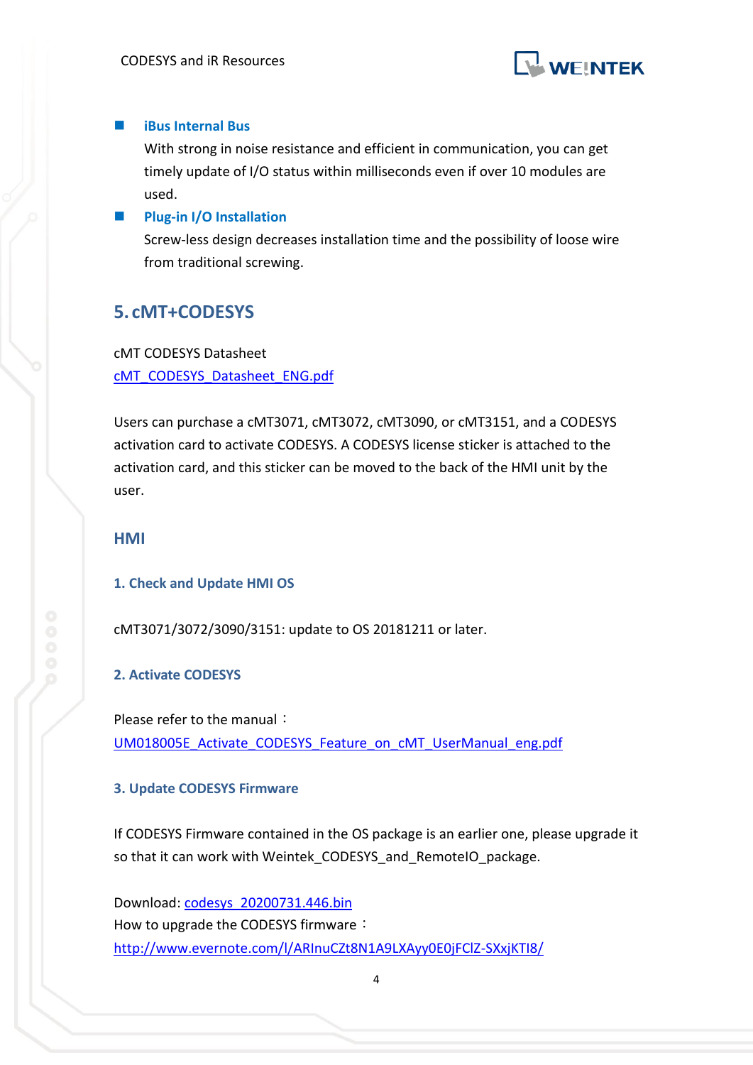- **iBus Internal Bus**

  With strong in noise resistance and efficient in communication, you can get timely update of I/O status within milliseconds even if over 10 modules are used.

- **Plug-in I/O Installation**

  Screw-less design decreases installation time and the possibility of loose wire from traditional screwing.

## 5. cMT+CODESYS

cMT CODESYS Datasheet
cMT_CODESYS_Datasheet_ENG.pdf

Users can purchase a cMT3071, cMT3072, cMT3090, or cMT3151, and a CODESYS activation card to activate CODESYS. A CODESYS license sticker is attached to the activation card, and this sticker can be moved to the back of the HMI unit by the user.

### HMI

#### 1. Check and Update HMI OS

cMT3071/3072/3090/3151: update to OS 20181211 or later.

#### 2. Activate CODESYS

Please refer to the manual：
UM018005E_Activate_CODESYS_Feature_on_cMT_UserManual_eng.pdf

#### 3. Update CODESYS Firmware

If CODESYS Firmware contained in the OS package is an earlier one, please upgrade it so that it can work with Weintek_CODESYS_and_RemoteIO_package.

Download: codesys_20200731.446.bin
How to upgrade the CODESYS firmware：
http://www.evernote.com/l/ARInuCZt8N1A9LXAyy0E0jFClZ-SXxjKTI8/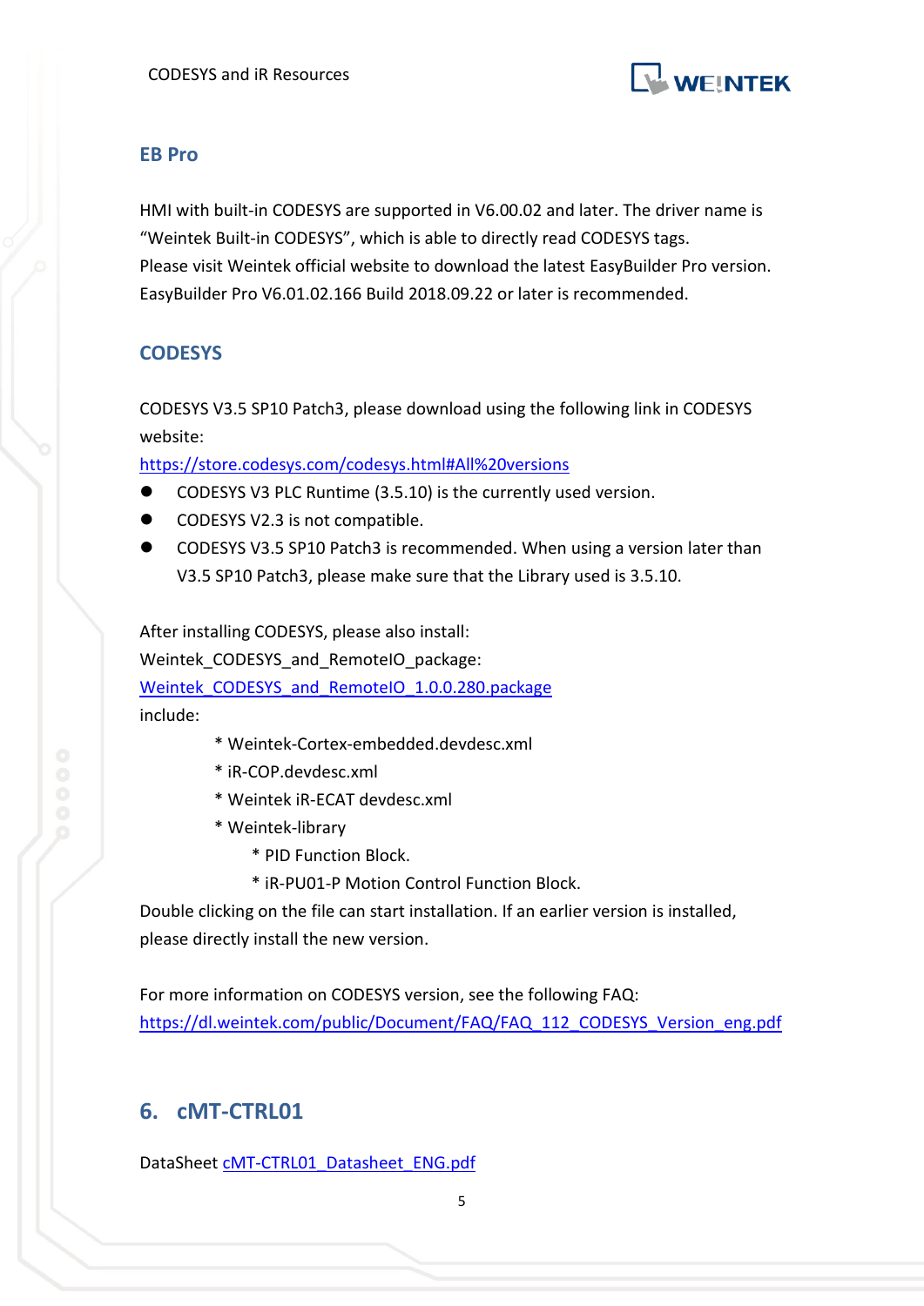### EB Pro

HMI with built-in CODESYS are supported in V6.00.02 and later. The driver name is "Weintek Built-in CODESYS", which is able to directly read CODESYS tags.
Please visit Weintek official website to download the latest EasyBuilder Pro version.
EasyBuilder Pro V6.01.02.166 Build 2018.09.22 or later is recommended.

### CODESYS

CODESYS V3.5 SP10 Patch3, please download using the following link in CODESYS website:
https://store.codesys.com/codesys.html#All%20versions

- CODESYS V3 PLC Runtime (3.5.10) is the currently used version.
- CODESYS V2.3 is not compatible.
- CODESYS V3.5 SP10 Patch3 is recommended. When using a version later than V3.5 SP10 Patch3, please make sure that the Library used is 3.5.10.

After installing CODESYS, please also install:
Weintek_CODESYS_and_RemoteIO_package:
Weintek_CODESYS_and_RemoteIO_1.0.0.280.package
include:

- Weintek-Cortex-embedded.devdesc.xml
- iR-COP.devdesc.xml
- Weintek iR-ECAT devdesc.xml
- Weintek-library
  - PID Function Block.
  - iR-PU01-P Motion Control Function Block.

Double clicking on the file can start installation. If an earlier version is installed, please directly install the new version.

For more information on CODESYS version, see the following FAQ:
https://dl.weintek.com/public/Document/FAQ/FAQ_112_CODESYS_Version_eng.pdf

## 6. cMT-CTRL01

DataSheet cMT-CTRL01_Datasheet_ENG.pdf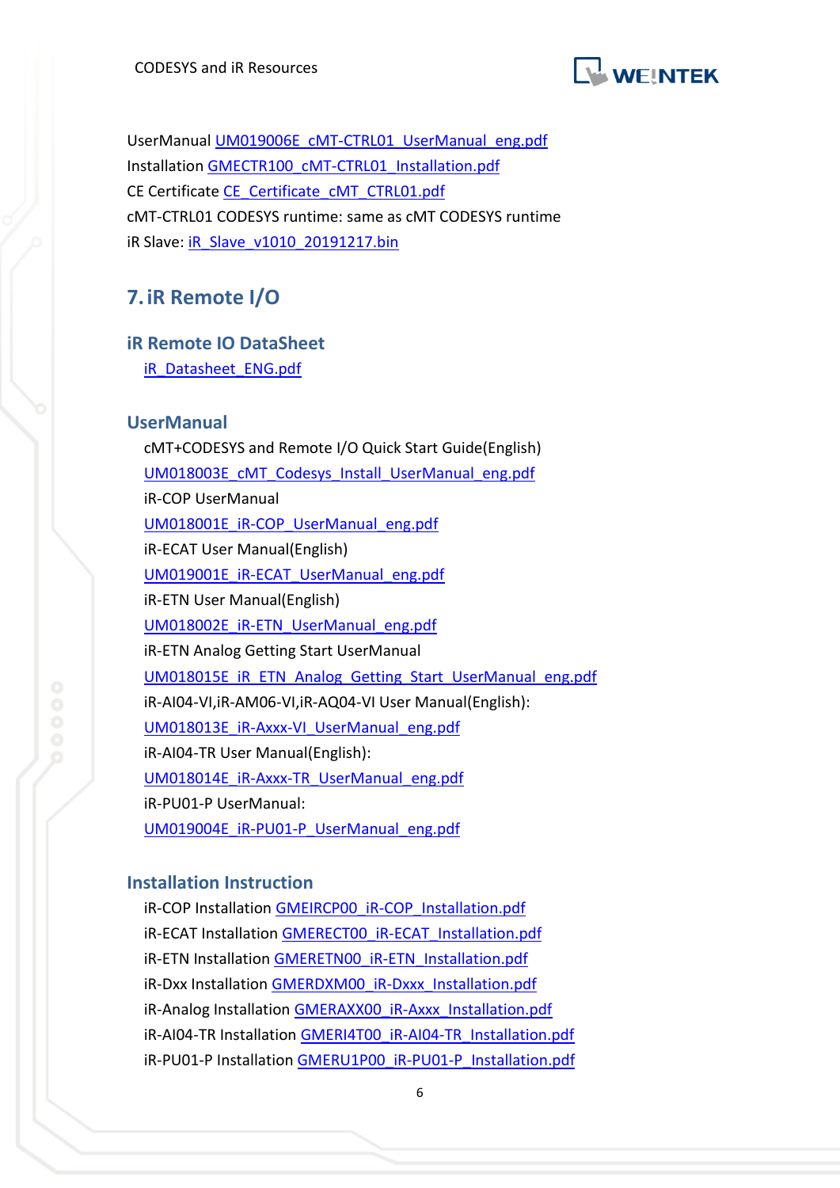UserManual UM019006E_cMT-CTRL01_UserManual_eng.pdf
Installation GMECTR100_cMT-CTRL01_Installation.pdf
CE Certificate CE_Certificate_cMT_CTRL01.pdf
cMT-CTRL01 CODESYS runtime: same as cMT CODESYS runtime
iR Slave: iR_Slave_v1010_20191217.bin

## 7. iR Remote I/O

### iR Remote IO DataSheet

iR_Datasheet_ENG.pdf

### UserManual

cMT+CODESYS and Remote I/O Quick Start Guide(English)
UM018003E_cMT_Codesys_Install_UserManual_eng.pdf
iR-COP UserManual
UM018001E_iR-COP_UserManual_eng.pdf
iR-ECAT User Manual(English)
UM019001E_iR-ECAT_UserManual_eng.pdf
iR-ETN User Manual(English)
UM018002E_iR-ETN_UserManual_eng.pdf
iR-ETN Analog Getting Start UserManual
UM018015E_iR_ETN_Analog_Getting_Start_UserManual_eng.pdf
iR-AI04-VI,iR-AM06-VI,iR-AQ04-VI User Manual(English):
UM018013E_iR-Axxx-VI_UserManual_eng.pdf
iR-AI04-TR User Manual(English):
UM018014E_iR-Axxx-TR_UserManual_eng.pdf
iR-PU01-P UserManual:
UM019004E_iR-PU01-P_UserManual_eng.pdf

### Installation Instruction

iR-COP Installation GMEIRCP00_iR-COP_Installation.pdf
iR-ECAT Installation GMERECT00_iR-ECAT_Installation.pdf
iR-ETN Installation GMERETN00_iR-ETN_Installation.pdf
iR-Dxx Installation GMERDXM00_iR-Dxxx_Installation.pdf
iR-Analog Installation GMERAXX00_iR-Axxx_Installation.pdf
iR-AI04-TR Installation GMERI4T00_iR-AI04-TR_Installation.pdf
iR-PU01-P Installation GMERU1P00_iR-PU01-P_Installation.pdf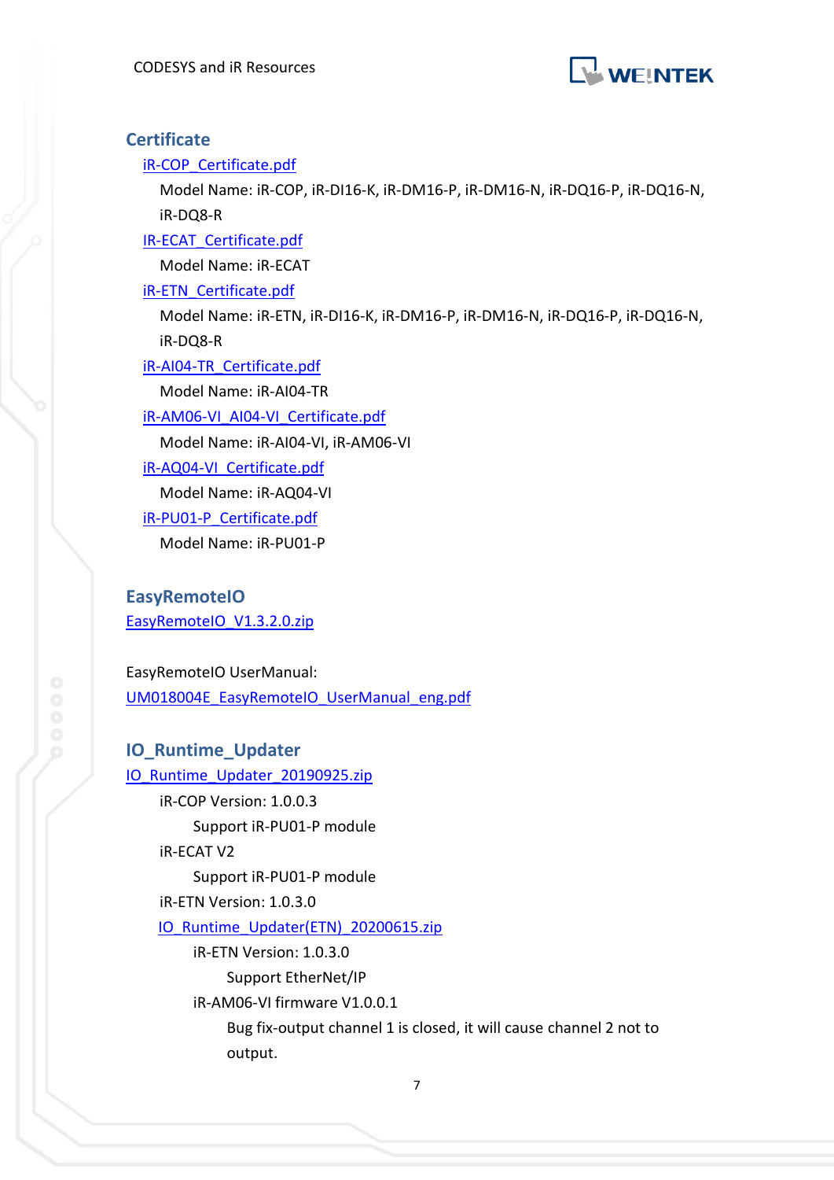## Certificate

- iR-COP_Certificate.pdf
  - Model Name: iR-COP, iR-DI16-K, iR-DM16-P, iR-DM16-N, iR-DQ16-P, iR-DQ16-N, iR-DQ8-R
- IR-ECAT_Certificate.pdf
  - Model Name: iR-ECAT
- iR-ETN_Certificate.pdf
  - Model Name: iR-ETN, iR-DI16-K, iR-DM16-P, iR-DM16-N, iR-DQ16-P, iR-DQ16-N, iR-DQ8-R
- iR-AI04-TR_Certificate.pdf
  - Model Name: iR-AI04-TR
- iR-AM06-VI_AI04-VI_Certificate.pdf
  - Model Name: iR-AI04-VI, iR-AM06-VI
- iR-AQ04-VI_Certificate.pdf
  - Model Name: iR-AQ04-VI
- iR-PU01-P_Certificate.pdf
  - Model Name: iR-PU01-P

## EasyRemoteIO

EasyRemoteIO_V1.3.2.0.zip

EasyRemoteIO UserManual:
UM018004E_EasyRemoteIO_UserManual_eng.pdf

## IO_Runtime_Updater

IO_Runtime_Updater_20190925.zip

- iR-COP Version: 1.0.0.3
  - Support iR-PU01-P module
- iR-ECAT V2
  - Support iR-PU01-P module
- iR-ETN Version: 1.0.3.0
- IO_Runtime_Updater(ETN)_20200615.zip
  - iR-ETN Version: 1.0.3.0
    - Support EtherNet/IP
  - iR-AM06-VI firmware V1.0.0.1
    - Bug fix-output channel 1 is closed, it will cause channel 2 not to output.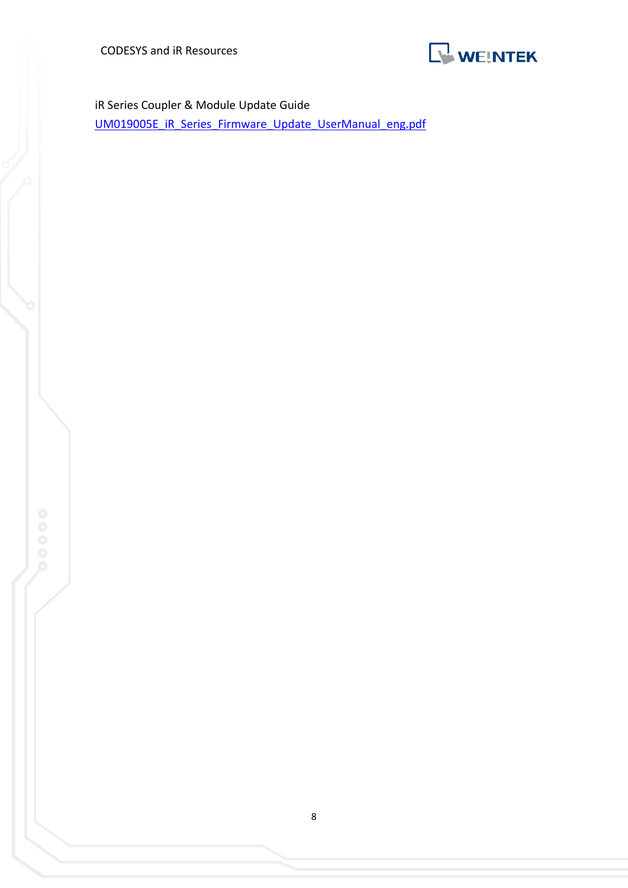iR Series Coupler & Module Update Guide

UM019005E_iR_Series_Firmware_Update_UserManual_eng.pdf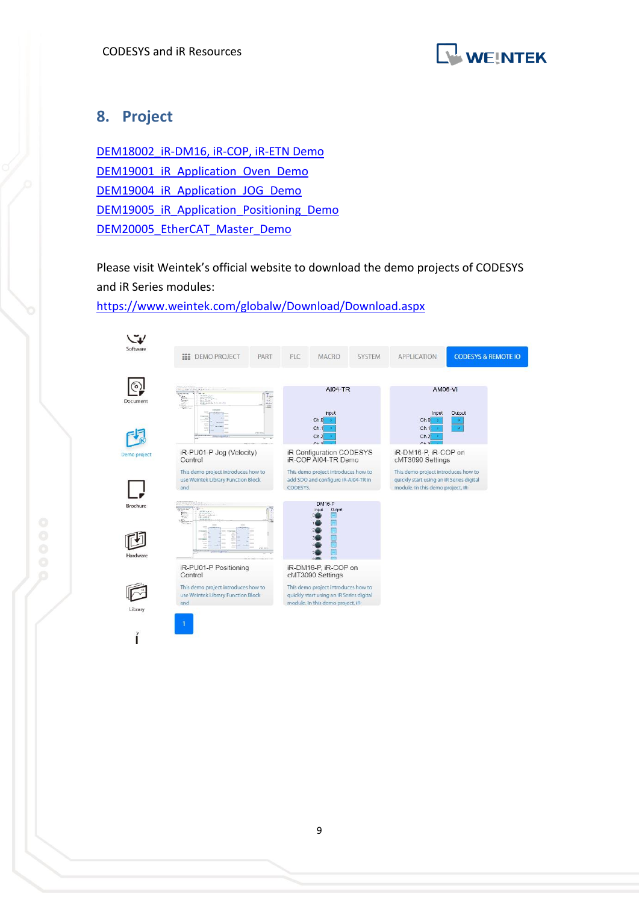## 8. Project

DEM18002_iR-DM16, iR-COP, iR-ETN Demo
DEM19001_iR_Application_Oven_Demo
DEM19004_iR_Application_JOG_Demo
DEM19005_iR_Application_Positioning_Demo
DEM20005_EtherCAT_Master_Demo

Please visit Weintek's official website to download the demo projects of CODESYS and iR Series modules:
https://www.weintek.com/globalw/Download/Download.aspx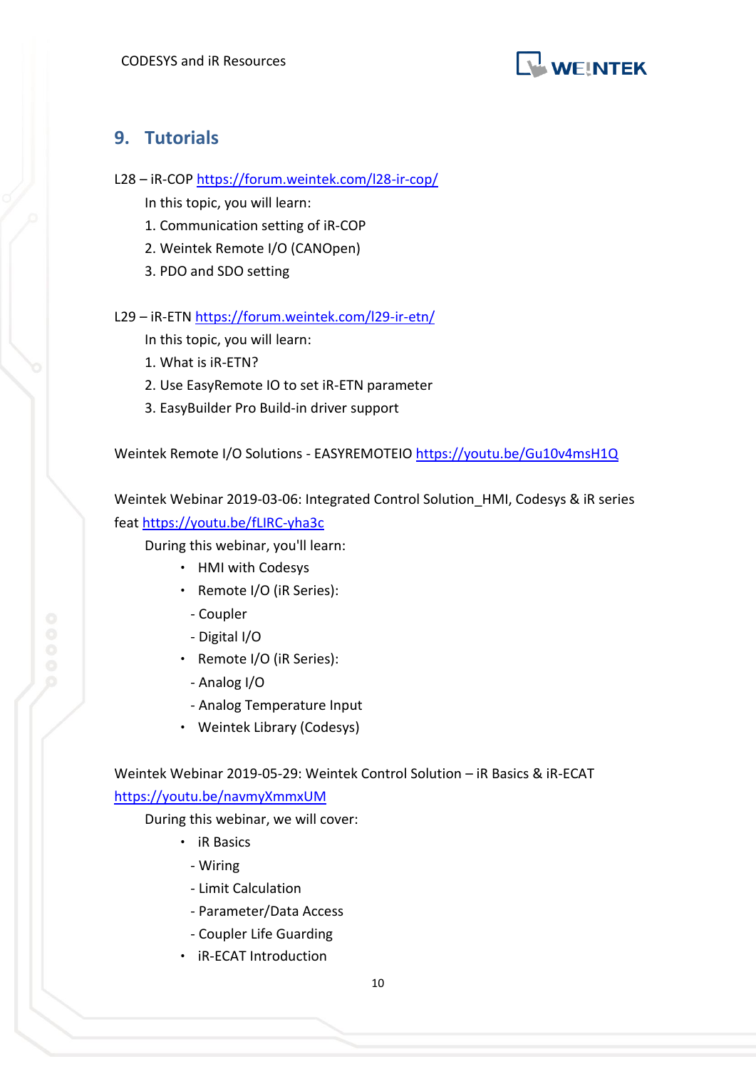## 9. Tutorials

L28 – iR-COP https://forum.weintek.com/l28-ir-cop/

In this topic, you will learn:

1. Communication setting of iR-COP
2. Weintek Remote I/O (CANOpen)
3. PDO and SDO setting

L29 – iR-ETN https://forum.weintek.com/l29-ir-etn/

In this topic, you will learn:

1. What is iR-ETN?
2. Use EasyRemote IO to set iR-ETN parameter
3. EasyBuilder Pro Build-in driver support

Weintek Remote I/O Solutions - EASYREMOTEIO https://youtu.be/Gu10v4msH1Q

Weintek Webinar 2019-03-06: Integrated Control Solution_HMI, Codesys & iR series feat https://youtu.be/fLIRC-yha3c

During this webinar, you'll learn:

- HMI with Codesys
- Remote I/O (iR Series):
  - Coupler
  - Digital I/O
- Remote I/O (iR Series):
  - Analog I/O
  - Analog Temperature Input
- Weintek Library (Codesys)

Weintek Webinar 2019-05-29: Weintek Control Solution – iR Basics & iR-ECAT https://youtu.be/navmyXmmxUM

During this webinar, we will cover:

- iR Basics
  - Wiring
  - Limit Calculation
  - Parameter/Data Access
  - Coupler Life Guarding
- iR-ECAT Introduction